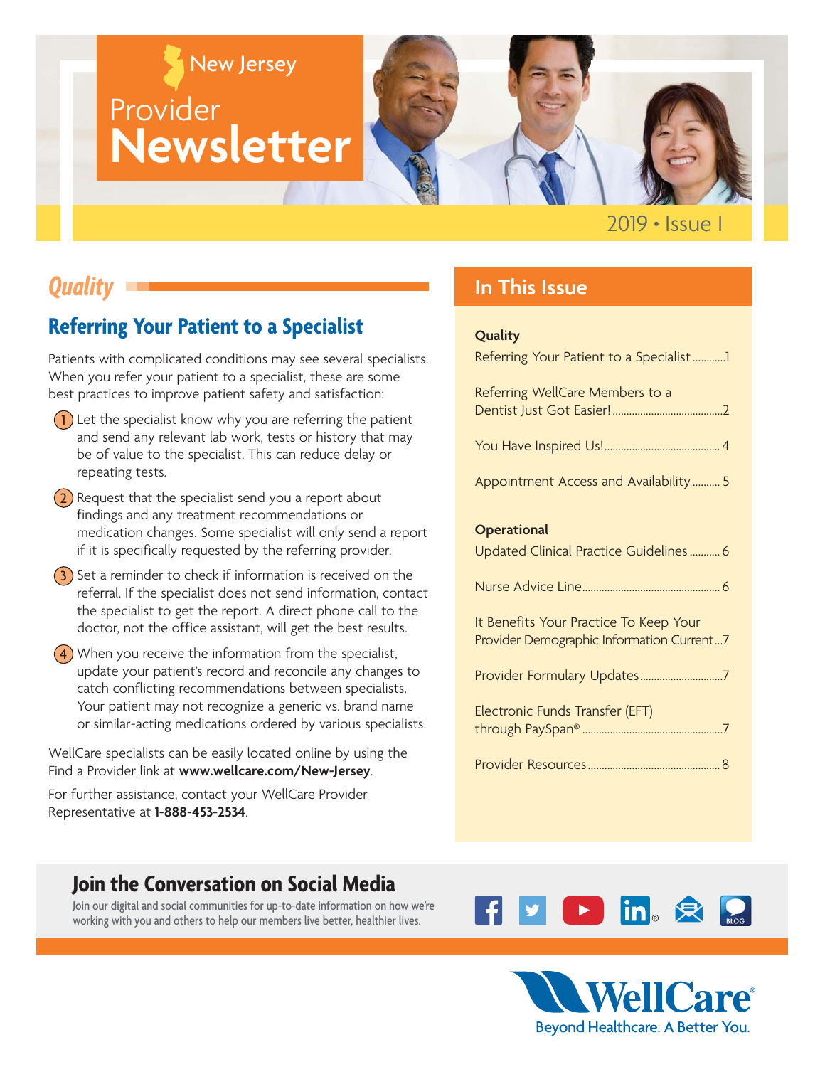# New Jersey Provider Newsletter

2019 • Issue I

## *Quality*

### Referring Your Patient to a Specialist

Patients with complicated conditions may see several specialists. When you refer your patient to a specialist, these are some best practices to improve patient safety and satisfaction:

1. Let the specialist know why you are referring the patient and send any relevant lab work, tests or history that may be of value to the specialist. This can reduce delay or repeating tests.
2. Request that the specialist send you a report about findings and any treatment recommendations or medication changes. Some specialist will only send a report if it is specifically requested by the referring provider.
3. Set a reminder to check if information is received on the referral. If the specialist does not send information, contact the specialist to get the report. A direct phone call to the doctor, not the office assistant, will get the best results.
4. When you receive the information from the specialist, update your patient's record and reconcile any changes to catch conflicting recommendations between specialists. Your patient may not recognize a generic vs. brand name or similar-acting medications ordered by various specialists.

WellCare specialists can be easily located online by using the Find a Provider link at **www.wellcare.com/New-Jersey**.

For further assistance, contact your WellCare Provider Representative at **1-888-453-2534**.

## In This Issue

**Quality**

- Referring Your Patient to a Specialist ............1
- Referring WellCare Members to a Dentist Just Got Easier! ............2
- You Have Inspired Us! ............4
- Appointment Access and Availability ............5

**Operational**

- Updated Clinical Practice Guidelines ............6
- Nurse Advice Line ............6
- It Benefits Your Practice To Keep Your Provider Demographic Information Current ...7
- Provider Formulary Updates ............7
- Electronic Funds Transfer (EFT) through PaySpan® ............7
- Provider Resources ............8

## Join the Conversation on Social Media

Join our digital and social communities for up-to-date information on how we're working with you and others to help our members live better, healthier lives.

WellCare®
Beyond Healthcare. A Better You.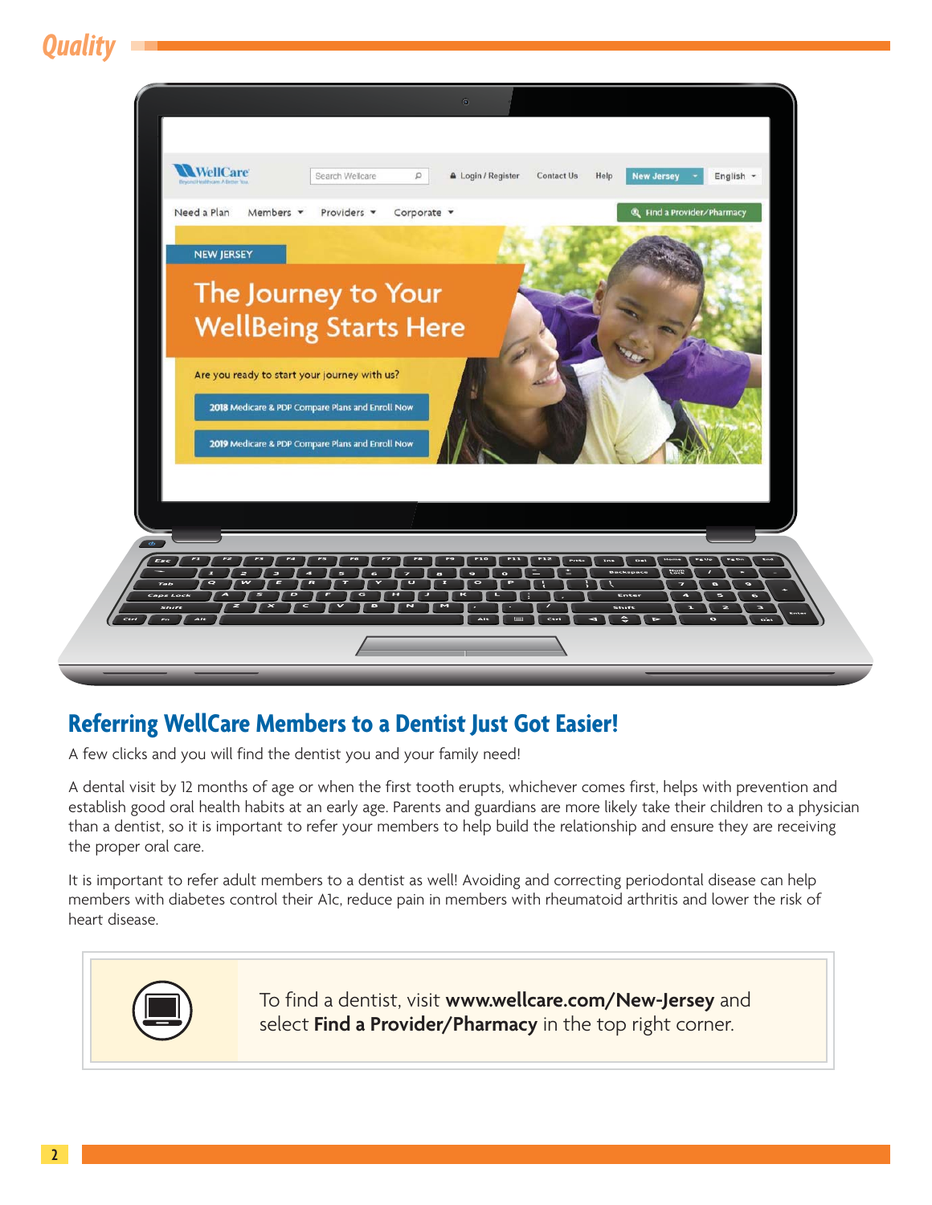## Quality

## Referring WellCare Members to a Dentist Just Got Easier!

A few clicks and you will find the dentist you and your family need!

A dental visit by 12 months of age or when the first tooth erupts, whichever comes first, helps with prevention and establish good oral health habits at an early age. Parents and guardians are more likely take their children to a physician than a dentist, so it is important to refer your members to help build the relationship and ensure they are receiving the proper oral care.

It is important to refer adult members to a dentist as well! Avoiding and correcting periodontal disease can help members with diabetes control their A1c, reduce pain in members with rheumatoid arthritis and lower the risk of heart disease.

To find a dentist, visit **www.wellcare.com/New-Jersey** and select **Find a Provider/Pharmacy** in the top right corner.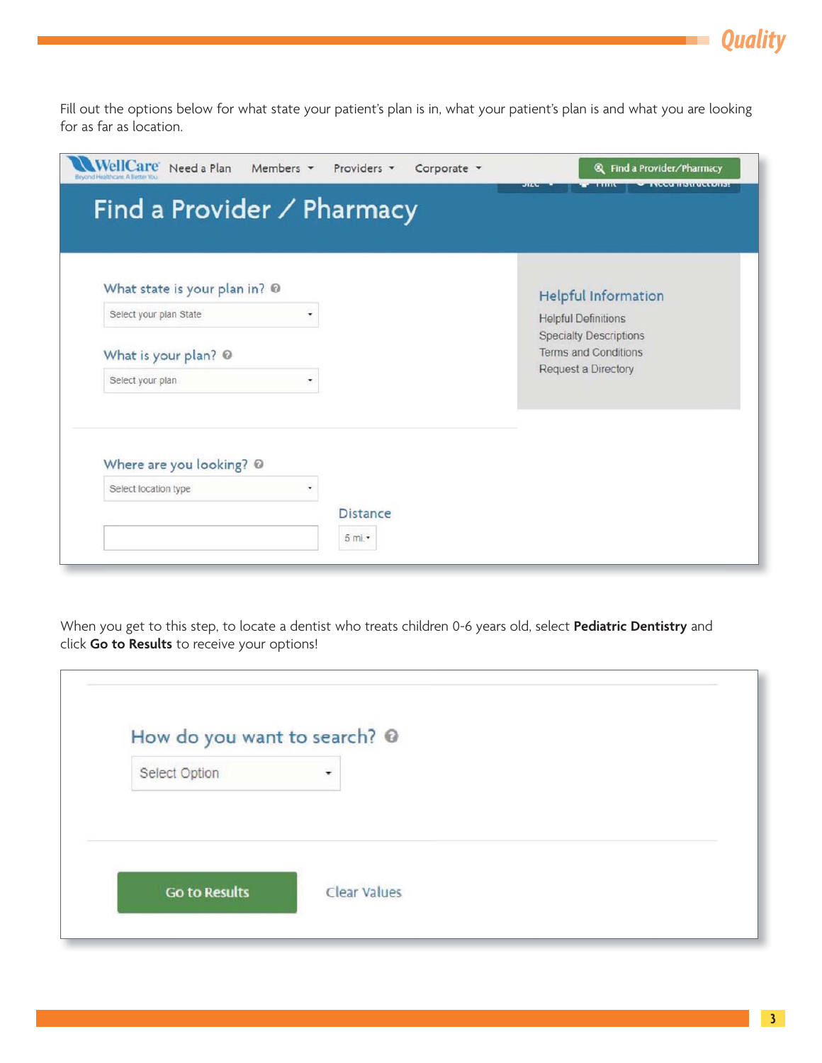Fill out the options below for what state your patient's plan is in, what your patient's plan is and what you are looking for as far as location.

WellCare | Need a Plan | Members | Providers | Corporate | Find a Provider/Pharmacy

# Find a Provider / Pharmacy

What state is your plan in?

Select your plan State

What is your plan?

Select your plan

Where are you looking?

Select location type

Distance

5 mi.

**Helpful Information**

- Helpful Definitions
- Specialty Descriptions
- Terms and Conditions
- Request a Directory

When you get to this step, to locate a dentist who treats children 0-6 years old, select **Pediatric Dentistry** and click **Go to Results** to receive your options!

How do you want to search?

Select Option

Go to Results | Clear Values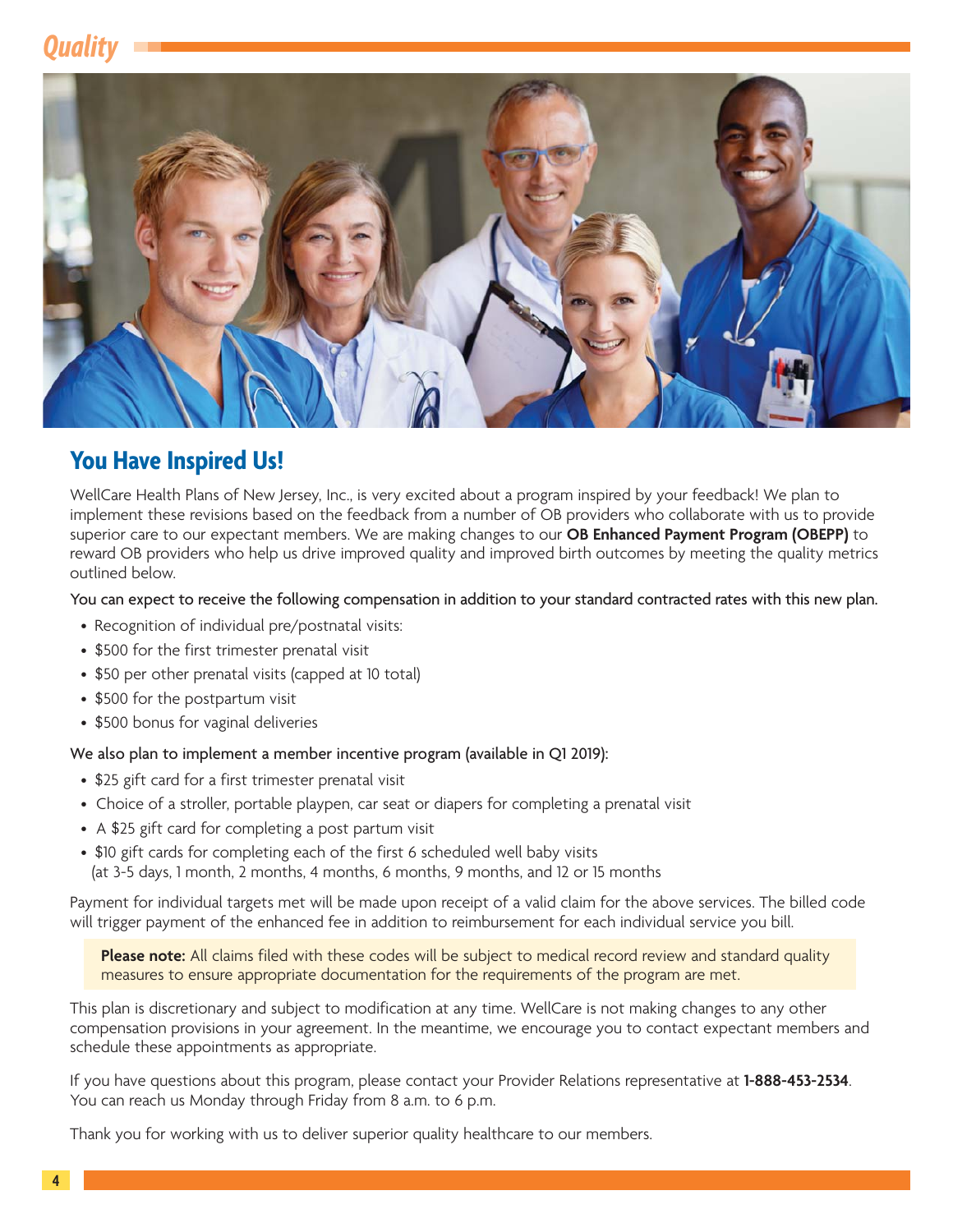# Quality

## You Have Inspired Us!

WellCare Health Plans of New Jersey, Inc., is very excited about a program inspired by your feedback! We plan to implement these revisions based on the feedback from a number of OB providers who collaborate with us to provide superior care to our expectant members. We are making changes to our **OB Enhanced Payment Program (OBEPP)** to reward OB providers who help us drive improved quality and improved birth outcomes by meeting the quality metrics outlined below.

You can expect to receive the following compensation in addition to your standard contracted rates with this new plan.

- Recognition of individual pre/postnatal visits:
- $500 for the first trimester prenatal visit
- $50 per other prenatal visits (capped at 10 total)
- $500 for the postpartum visit
- $500 bonus for vaginal deliveries

We also plan to implement a member incentive program (available in Q1 2019):

- $25 gift card for a first trimester prenatal visit
- Choice of a stroller, portable playpen, car seat or diapers for completing a prenatal visit
- A $25 gift card for completing a post partum visit
- $10 gift cards for completing each of the first 6 scheduled well baby visits (at 3-5 days, 1 month, 2 months, 4 months, 6 months, 9 months, and 12 or 15 months

Payment for individual targets met will be made upon receipt of a valid claim for the above services. The billed code will trigger payment of the enhanced fee in addition to reimbursement for each individual service you bill.

> **Please note:** All claims filed with these codes will be subject to medical record review and standard quality measures to ensure appropriate documentation for the requirements of the program are met.

This plan is discretionary and subject to modification at any time. WellCare is not making changes to any other compensation provisions in your agreement. In the meantime, we encourage you to contact expectant members and schedule these appointments as appropriate.

If you have questions about this program, please contact your Provider Relations representative at **1-888-453-2534**. You can reach us Monday through Friday from 8 a.m. to 6 p.m.

Thank you for working with us to deliver superior quality healthcare to our members.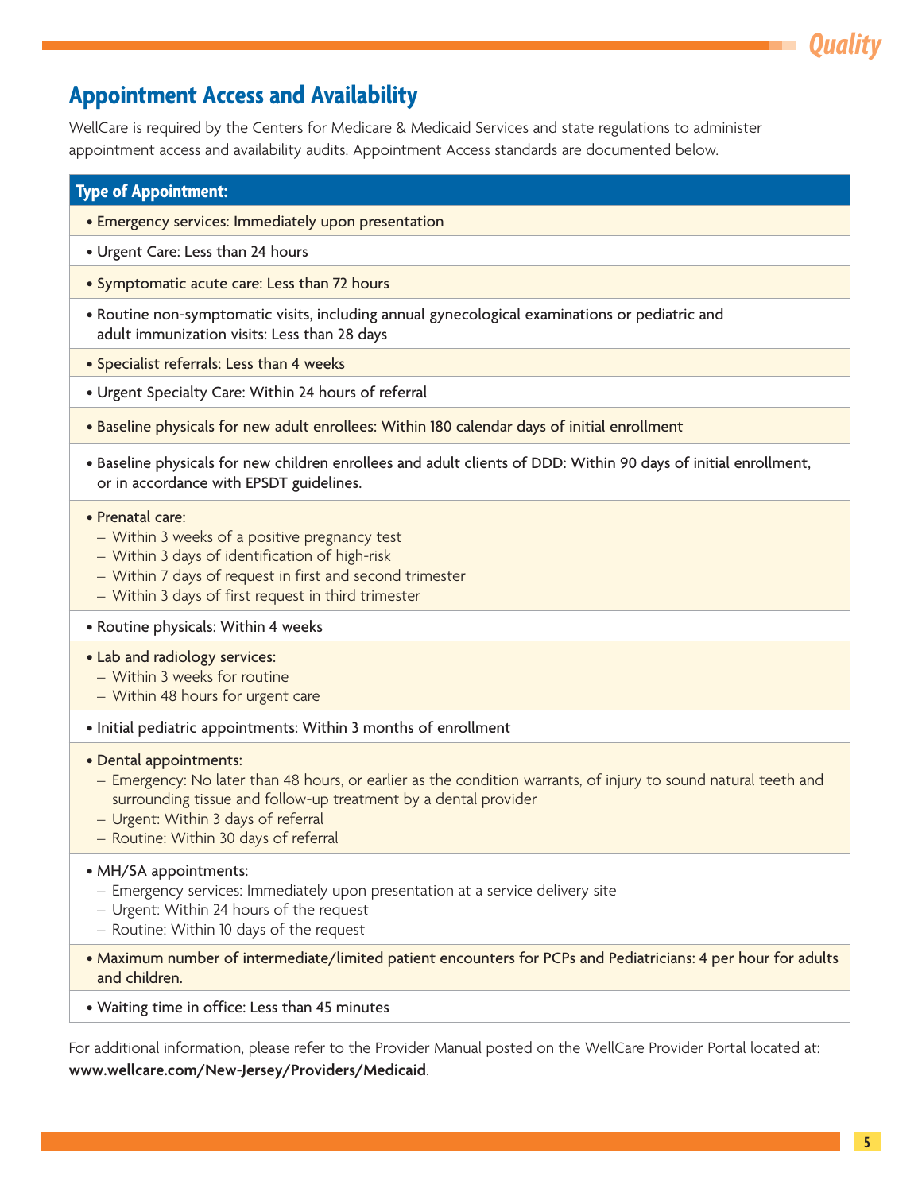## Appointment Access and Availability

WellCare is required by the Centers for Medicare & Medicaid Services and state regulations to administer appointment access and availability audits. Appointment Access standards are documented below.

| Type of Appointment: |
|---|
| • Emergency services: Immediately upon presentation |
| • Urgent Care: Less than 24 hours |
| • Symptomatic acute care: Less than 72 hours |
| • Routine non-symptomatic visits, including annual gynecological examinations or pediatric and adult immunization visits: Less than 28 days |
| • Specialist referrals: Less than 4 weeks |
| • Urgent Specialty Care: Within 24 hours of referral |
| • Baseline physicals for new adult enrollees: Within 180 calendar days of initial enrollment |
| • Baseline physicals for new children enrollees and adult clients of DDD: Within 90 days of initial enrollment, or in accordance with EPSDT guidelines. |
| • Prenatal care:<br>– Within 3 weeks of a positive pregnancy test<br>– Within 3 days of identification of high-risk<br>– Within 7 days of request in first and second trimester<br>– Within 3 days of first request in third trimester |
| • Routine physicals: Within 4 weeks |
| • Lab and radiology services:<br>– Within 3 weeks for routine<br>– Within 48 hours for urgent care |
| • Initial pediatric appointments: Within 3 months of enrollment |
| • Dental appointments:<br>– Emergency: No later than 48 hours, or earlier as the condition warrants, of injury to sound natural teeth and surrounding tissue and follow-up treatment by a dental provider<br>– Urgent: Within 3 days of referral<br>– Routine: Within 30 days of referral |
| • MH/SA appointments:<br>– Emergency services: Immediately upon presentation at a service delivery site<br>– Urgent: Within 24 hours of the request<br>– Routine: Within 10 days of the request |
| • Maximum number of intermediate/limited patient encounters for PCPs and Pediatricians: 4 per hour for adults and children. |
| • Waiting time in office: Less than 45 minutes |

For additional information, please refer to the Provider Manual posted on the WellCare Provider Portal located at: **www.wellcare.com/New-Jersey/Providers/Medicaid**.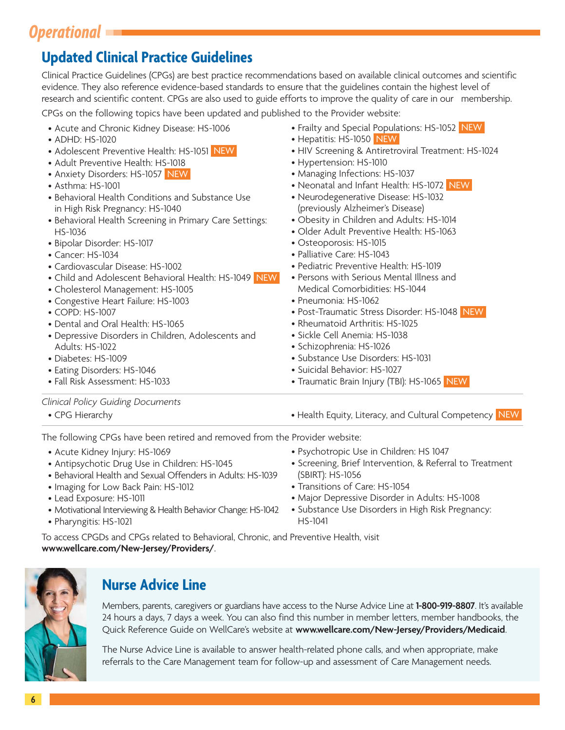## Operational

# Updated Clinical Practice Guidelines

Clinical Practice Guidelines (CPGs) are best practice recommendations based on available clinical outcomes and scientific evidence. They also reference evidence-based standards to ensure that the guidelines contain the highest level of research and scientific content. CPGs are also used to guide efforts to improve the quality of care in our membership.

CPGs on the following topics have been updated and published to the Provider website:

- Acute and Chronic Kidney Disease: HS-1006
- ADHD: HS-1020
- Adolescent Preventive Health: HS-1051 NEW
- Adult Preventive Health: HS-1018
- Anxiety Disorders: HS-1057 NEW
- Asthma: HS-1001
- Behavioral Health Conditions and Substance Use in High Risk Pregnancy: HS-1040
- Behavioral Health Screening in Primary Care Settings: HS-1036
- Bipolar Disorder: HS-1017
- Cancer: HS-1034
- Cardiovascular Disease: HS-1002
- Child and Adolescent Behavioral Health: HS-1049 NEW
- Cholesterol Management: HS-1005
- Congestive Heart Failure: HS-1003
- COPD: HS-1007
- Dental and Oral Health: HS-1065
- Depressive Disorders in Children, Adolescents and Adults: HS-1022
- Diabetes: HS-1009
- Eating Disorders: HS-1046
- Fall Risk Assessment: HS-1033
- Frailty and Special Populations: HS-1052 NEW
- Hepatitis: HS-1050 NEW
- HIV Screening & Antiretroviral Treatment: HS-1024
- Hypertension: HS-1010
- Managing Infections: HS-1037
- Neonatal and Infant Health: HS-1072 NEW
- Neurodegenerative Disease: HS-1032 (previously Alzheimer's Disease)
- Obesity in Children and Adults: HS-1014
- Older Adult Preventive Health: HS-1063
- Osteoporosis: HS-1015
- Palliative Care: HS-1043
- Pediatric Preventive Health: HS-1019
- Persons with Serious Mental Illness and Medical Comorbidities: HS-1044
- Pneumonia: HS-1062
- Post-Traumatic Stress Disorder: HS-1048 NEW
- Rheumatoid Arthritis: HS-1025
- Sickle Cell Anemia: HS-1038
- Schizophrenia: HS-1026
- Substance Use Disorders: HS-1031
- Suicidal Behavior: HS-1027
- Traumatic Brain Injury (TBI): HS-1065 NEW

*Clinical Policy Guiding Documents*

- CPG Hierarchy
- Health Equity, Literacy, and Cultural Competency NEW

The following CPGs have been retired and removed from the Provider website:

- Acute Kidney Injury: HS-1069
- Antipsychotic Drug Use in Children: HS-1045
- Behavioral Health and Sexual Offenders in Adults: HS-1039
- Imaging for Low Back Pain: HS-1012
- Lead Exposure: HS-1011
- Motivational Interviewing & Health Behavior Change: HS-1042
- Pharyngitis: HS-1021
- Psychotropic Use in Children: HS 1047
- Screening, Brief Intervention, & Referral to Treatment (SBIRT): HS-1056
- Transitions of Care: HS-1054
- Major Depressive Disorder in Adults: HS-1008
- Substance Use Disorders in High Risk Pregnancy: HS-1041

To access CPGDs and CPGs related to Behavioral, Chronic, and Preventive Health, visit **www.wellcare.com/New-Jersey/Providers/**.

# Nurse Advice Line

Members, parents, caregivers or guardians have access to the Nurse Advice Line at **1-800-919-8807**. It's available 24 hours a days, 7 days a week. You can also find this number in member letters, member handbooks, the Quick Reference Guide on WellCare's website at **www.wellcare.com/New-Jersey/Providers/Medicaid**.

The Nurse Advice Line is available to answer health-related phone calls, and when appropriate, make referrals to the Care Management team for follow-up and assessment of Care Management needs.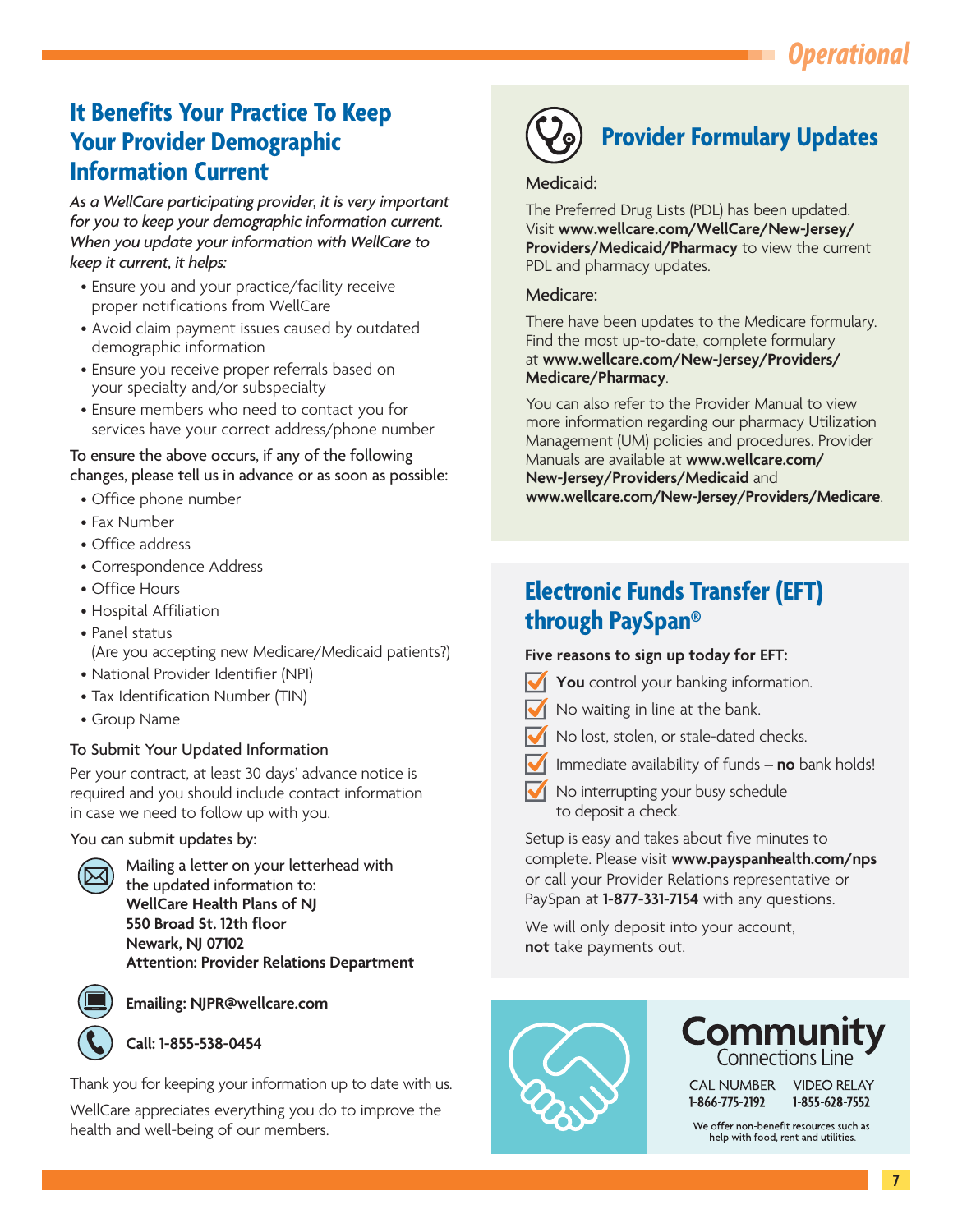## It Benefits Your Practice To Keep Your Provider Demographic Information Current

*As a WellCare participating provider, it is very important for you to keep your demographic information current. When you update your information with WellCare to keep it current, it helps:*

- Ensure you and your practice/facility receive proper notifications from WellCare
- Avoid claim payment issues caused by outdated demographic information
- Ensure you receive proper referrals based on your specialty and/or subspecialty
- Ensure members who need to contact you for services have your correct address/phone number

To ensure the above occurs, if any of the following changes, please tell us in advance or as soon as possible:

- Office phone number
- Fax Number
- Office address
- Correspondence Address
- Office Hours
- Hospital Affiliation
- Panel status (Are you accepting new Medicare/Medicaid patients?)
- National Provider Identifier (NPI)
- Tax Identification Number (TIN)
- Group Name

### To Submit Your Updated Information

Per your contract, at least 30 days' advance notice is required and you should include contact information in case we need to follow up with you.

You can submit updates by:

Mailing a letter on your letterhead with the updated information to:
**WellCare Health Plans of NJ**
**550 Broad St. 12th floor**
**Newark, NJ 07102**
**Attention: Provider Relations Department**

**Emailing: NJPR@wellcare.com**

**Call: 1-855-538-0454**

Thank you for keeping your information up to date with us.

WellCare appreciates everything you do to improve the health and well-being of our members.

## Provider Formulary Updates

### Medicaid:

The Preferred Drug Lists (PDL) has been updated. Visit **www.wellcare.com/WellCare/New-Jersey/Providers/Medicaid/Pharmacy** to view the current PDL and pharmacy updates.

### Medicare:

There have been updates to the Medicare formulary. Find the most up-to-date, complete formulary at **www.wellcare.com/New-Jersey/Providers/Medicare/Pharmacy**.

You can also refer to the Provider Manual to view more information regarding our pharmacy Utilization Management (UM) policies and procedures. Provider Manuals are available at **www.wellcare.com/New-Jersey/Providers/Medicaid** and **www.wellcare.com/New-Jersey/Providers/Medicare**.

## Electronic Funds Transfer (EFT) through PaySpan®

**Five reasons to sign up today for EFT:**

- **You** control your banking information.
- No waiting in line at the bank.
- No lost, stolen, or stale-dated checks.
- Immediate availability of funds – **no** bank holds!
- No interrupting your busy schedule to deposit a check.

Setup is easy and takes about five minutes to complete. Please visit **www.payspanhealth.com/nps** or call your Provider Relations representative or PaySpan at **1-877-331-7154** with any questions.

We will only deposit into your account, **not** take payments out.

## Community Connections Line

CAL NUMBER **1-866-775-2192**

VIDEO RELAY **1-855-628-7552**

We offer non-benefit resources such as help with food, rent and utilities.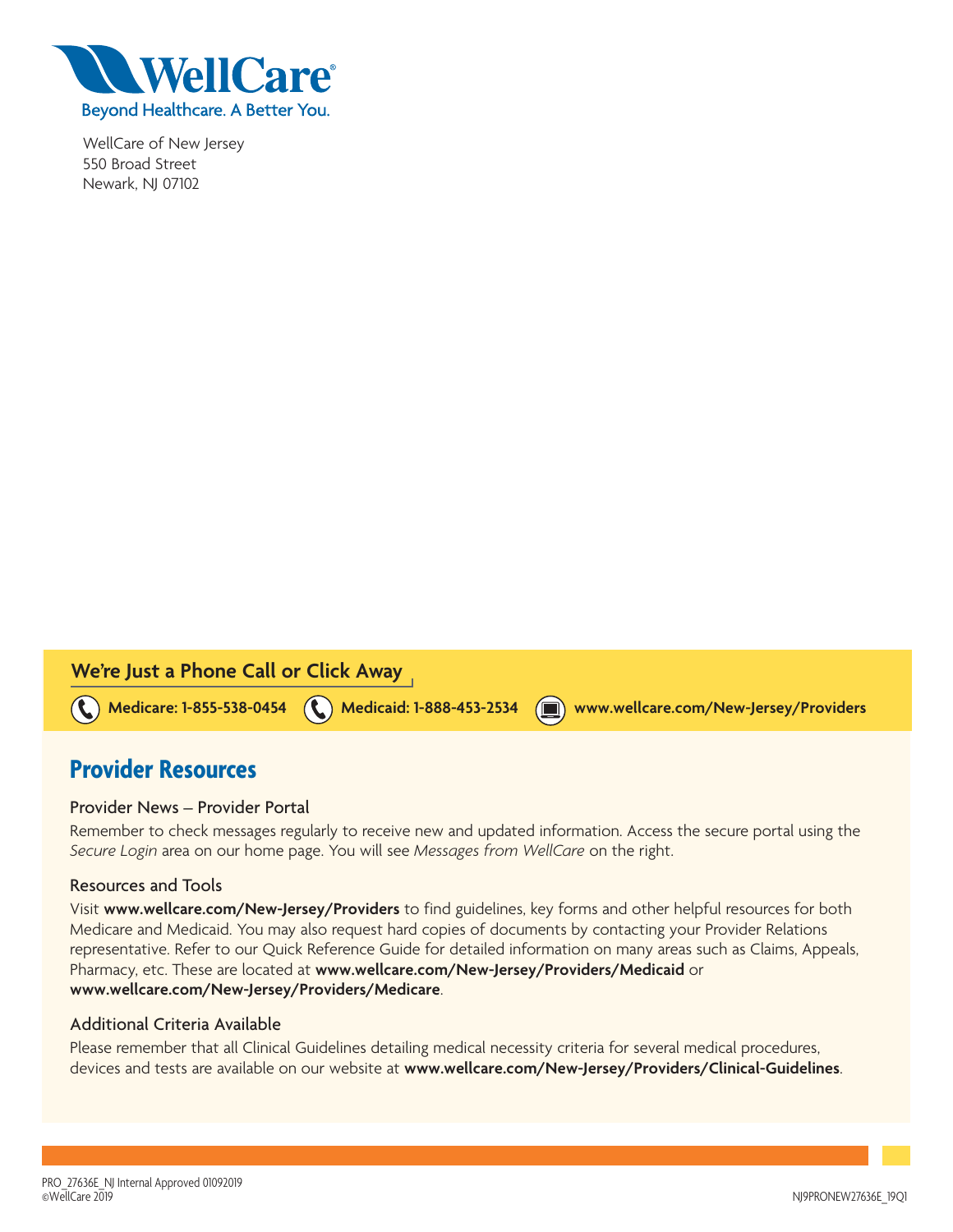WellCare

Beyond Healthcare. A Better You.

WellCare of New Jersey
550 Broad Street
Newark, NJ 07102

## We're Just a Phone Call or Click Away

**Medicare: 1-855-538-0454** **Medicaid: 1-888-453-2534** **www.wellcare.com/New-Jersey/Providers**

# Provider Resources

### Provider News – Provider Portal

Remember to check messages regularly to receive new and updated information. Access the secure portal using the *Secure Login* area on our home page. You will see *Messages from WellCare* on the right.

### Resources and Tools

Visit **www.wellcare.com/New-Jersey/Providers** to find guidelines, key forms and other helpful resources for both Medicare and Medicaid. You may also request hard copies of documents by contacting your Provider Relations representative. Refer to our Quick Reference Guide for detailed information on many areas such as Claims, Appeals, Pharmacy, etc. These are located at **www.wellcare.com/New-Jersey/Providers/Medicaid** or **www.wellcare.com/New-Jersey/Providers/Medicare**.

### Additional Criteria Available

Please remember that all Clinical Guidelines detailing medical necessity criteria for several medical procedures, devices and tests are available on our website at **www.wellcare.com/New-Jersey/Providers/Clinical-Guidelines**.

PRO_27636E_NJ Internal Approved 01092019
©WellCare 2019

NJ9PRONEW27636E_19Q1